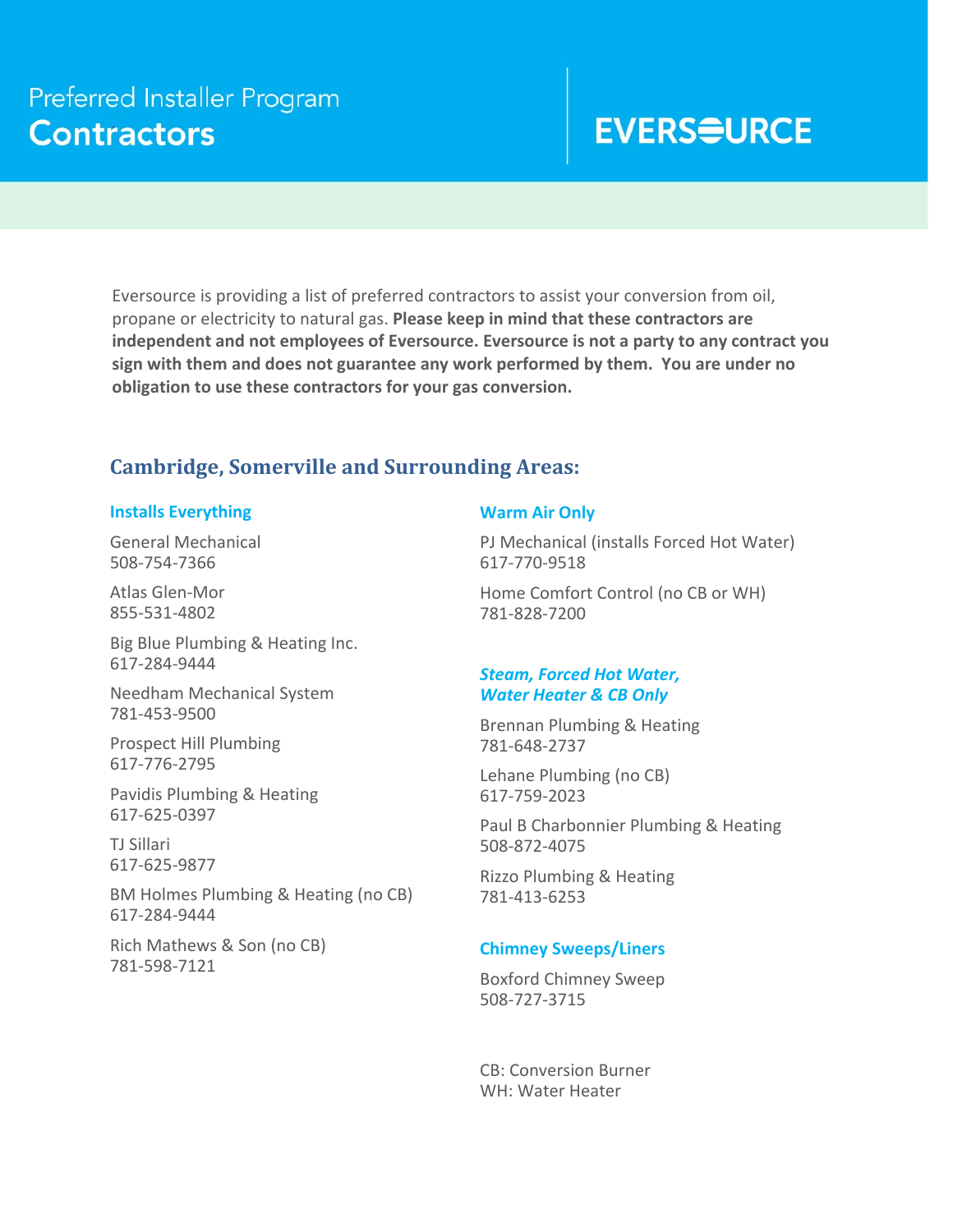# Preferred Installer Program Contractors

EVERSOURCE

Eversource is providing a list of preferred contractors to assist your conversion from oil, propane or electricity to natural gas. **Please keep in mind that these contractors are independent and not employees of Eversource. Eversource is not a party to any contract you sign with them and does not guarantee any work performed by them. You are under no obligation to use these contractors for your gas conversion.**

## Cambridge, Somerville and Surrounding Areas:

### Installs Everything

General Mechanical
508-754-7366

Atlas Glen-Mor
855-531-4802

Big Blue Plumbing & Heating Inc.
617-284-9444

Needham Mechanical System
781-453-9500

Prospect Hill Plumbing
617-776-2795

Pavidis Plumbing & Heating
617-625-0397

TJ Sillari
617-625-9877

BM Holmes Plumbing & Heating (no CB)
617-284-9444

Rich Mathews & Son (no CB)
781-598-7121

### Warm Air Only

PJ Mechanical (installs Forced Hot Water)
617-770-9518

Home Comfort Control (no CB or WH)
781-828-7200

### *Steam, Forced Hot Water, Water Heater & CB Only*

Brennan Plumbing & Heating
781-648-2737

Lehane Plumbing (no CB)
617-759-2023

Paul B Charbonnier Plumbing & Heating
508-872-4075

Rizzo Plumbing & Heating
781-413-6253

### Chimney Sweeps/Liners

Boxford Chimney Sweep
508-727-3715

CB: Conversion Burner
WH: Water Heater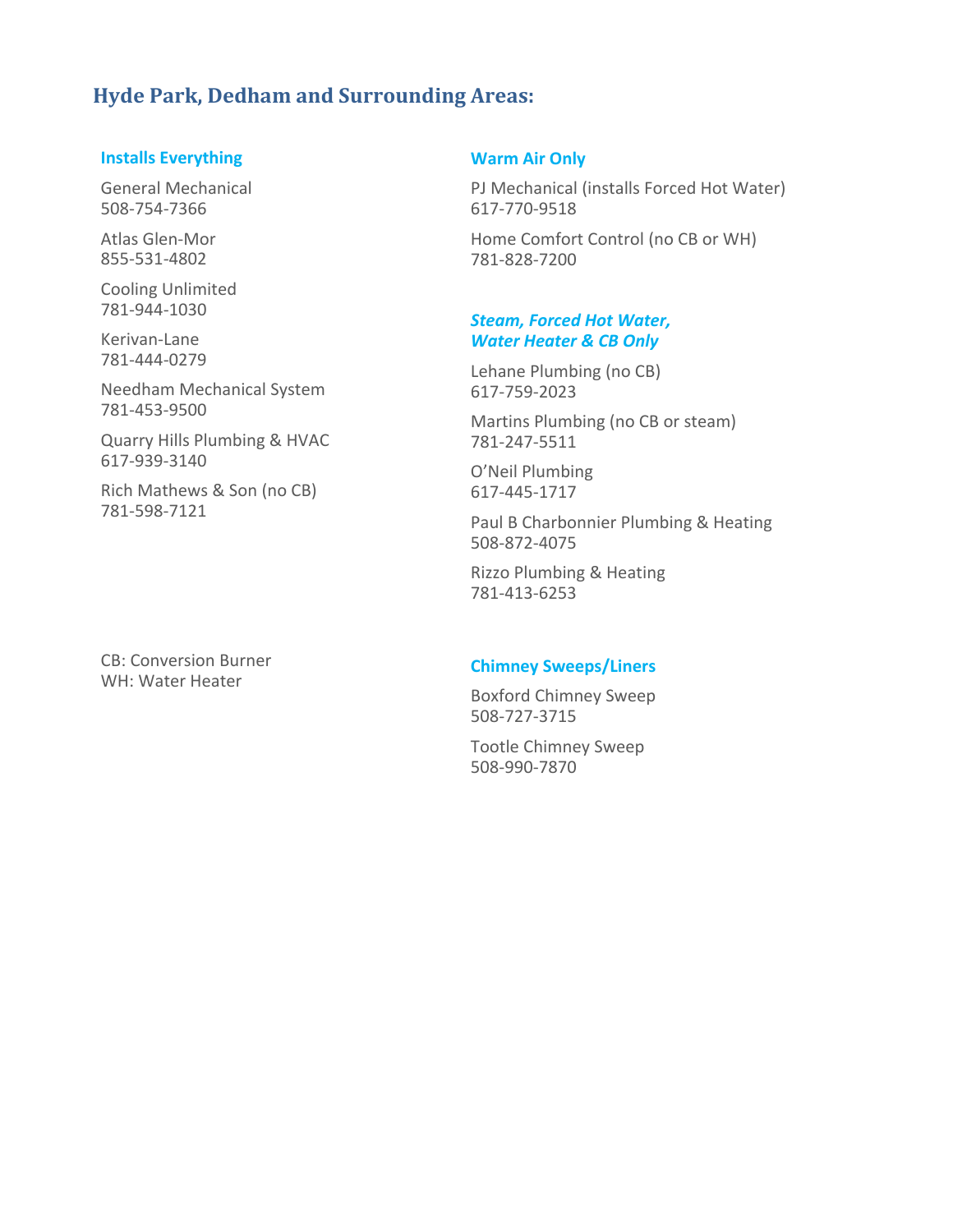## Hyde Park, Dedham and Surrounding Areas:

### Installs Everything

General Mechanical
508-754-7366

Atlas Glen-Mor
855-531-4802

Cooling Unlimited
781-944-1030

Kerivan-Lane
781-444-0279

Needham Mechanical System
781-453-9500

Quarry Hills Plumbing & HVAC
617-939-3140

Rich Mathews & Son (no CB)
781-598-7121

CB: Conversion Burner
WH: Water Heater

### Warm Air Only

PJ Mechanical (installs Forced Hot Water)
617-770-9518

Home Comfort Control (no CB or WH)
781-828-7200

### *Steam, Forced Hot Water, Water Heater & CB Only*

Lehane Plumbing (no CB)
617-759-2023

Martins Plumbing (no CB or steam)
781-247-5511

O'Neil Plumbing
617-445-1717

Paul B Charbonnier Plumbing & Heating
508-872-4075

Rizzo Plumbing & Heating
781-413-6253

### Chimney Sweeps/Liners

Boxford Chimney Sweep
508-727-3715

Tootle Chimney Sweep
508-990-7870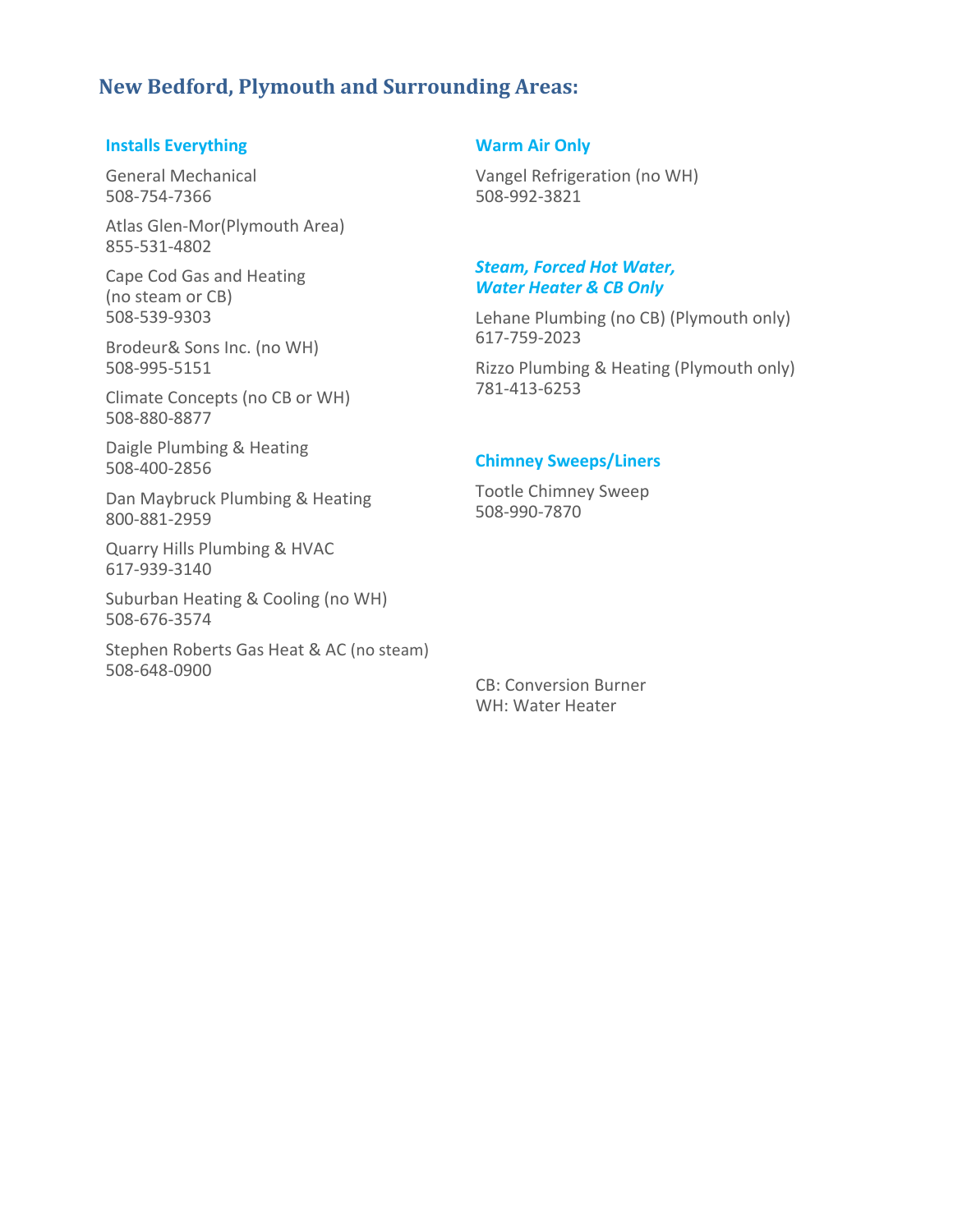## New Bedford, Plymouth and Surrounding Areas:

### Installs Everything

General Mechanical
508-754-7366

Atlas Glen-Mor(Plymouth Area)
855-531-4802

Cape Cod Gas and Heating
(no steam or CB)
508-539-9303

Brodeur& Sons Inc. (no WH)
508-995-5151

Climate Concepts (no CB or WH)
508-880-8877

Daigle Plumbing & Heating
508-400-2856

Dan Maybruck Plumbing & Heating
800-881-2959

Quarry Hills Plumbing & HVAC
617-939-3140

Suburban Heating & Cooling (no WH)
508-676-3574

Stephen Roberts Gas Heat & AC (no steam)
508-648-0900

### Warm Air Only

Vangel Refrigeration (no WH)
508-992-3821

### *Steam, Forced Hot Water, Water Heater & CB Only*

Lehane Plumbing (no CB) (Plymouth only)
617-759-2023

Rizzo Plumbing & Heating (Plymouth only)
781-413-6253

### Chimney Sweeps/Liners

Tootle Chimney Sweep
508-990-7870

CB: Conversion Burner
WH: Water Heater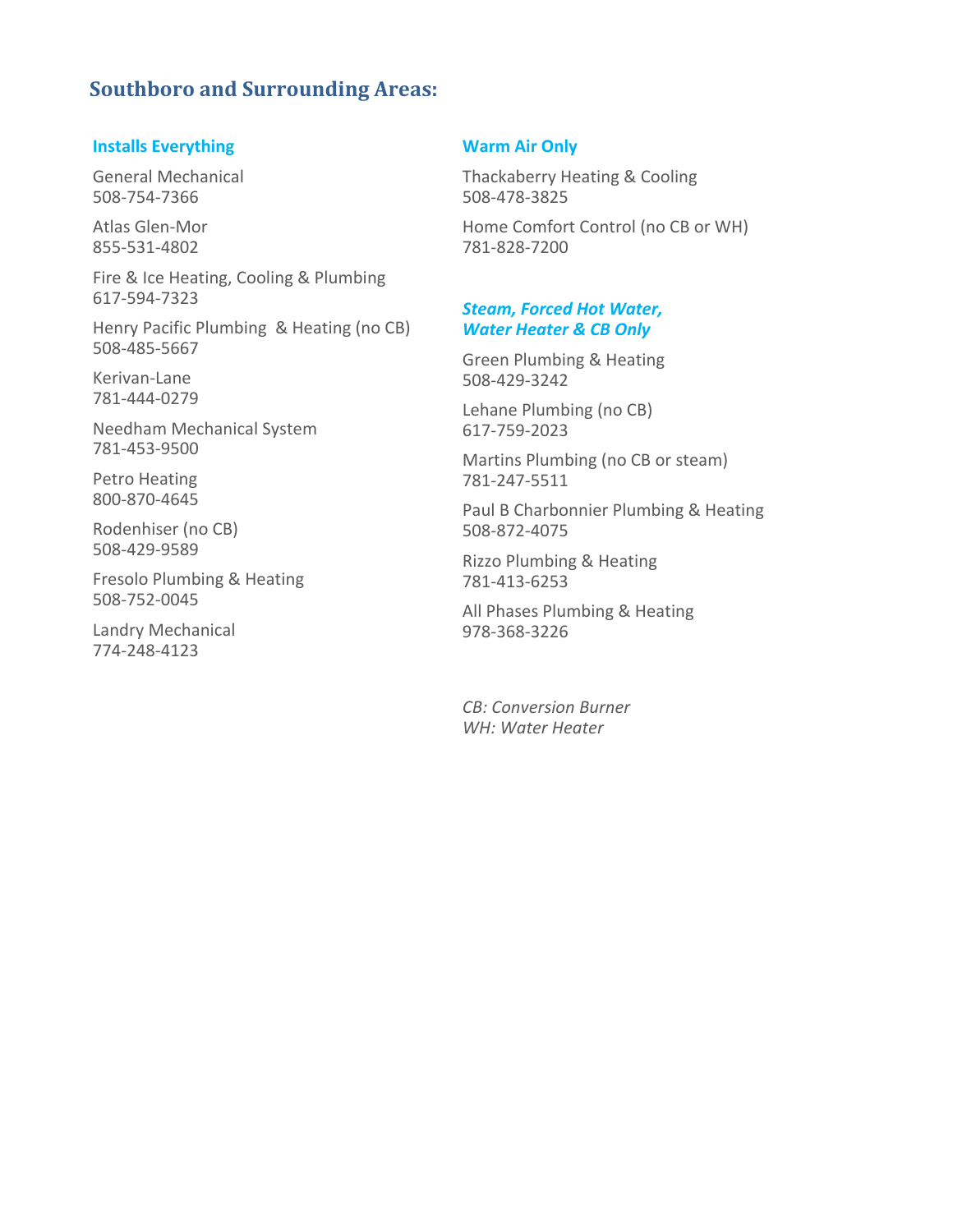## Southboro and Surrounding Areas:

### Installs Everything

General Mechanical
508-754-7366

Atlas Glen-Mor
855-531-4802

Fire & Ice Heating, Cooling & Plumbing
617-594-7323

Henry Pacific Plumbing & Heating (no CB)
508-485-5667

Kerivan-Lane
781-444-0279

Needham Mechanical System
781-453-9500

Petro Heating
800-870-4645

Rodenhiser (no CB)
508-429-9589

Fresolo Plumbing & Heating
508-752-0045

Landry Mechanical
774-248-4123

### Warm Air Only

Thackaberry Heating & Cooling
508-478-3825

Home Comfort Control (no CB or WH)
781-828-7200

### *Steam, Forced Hot Water, Water Heater & CB Only*

Green Plumbing & Heating
508-429-3242

Lehane Plumbing (no CB)
617-759-2023

Martins Plumbing (no CB or steam)
781-247-5511

Paul B Charbonnier Plumbing & Heating
508-872-4075

Rizzo Plumbing & Heating
781-413-6253

All Phases Plumbing & Heating
978-368-3226

*CB: Conversion Burner*
*WH: Water Heater*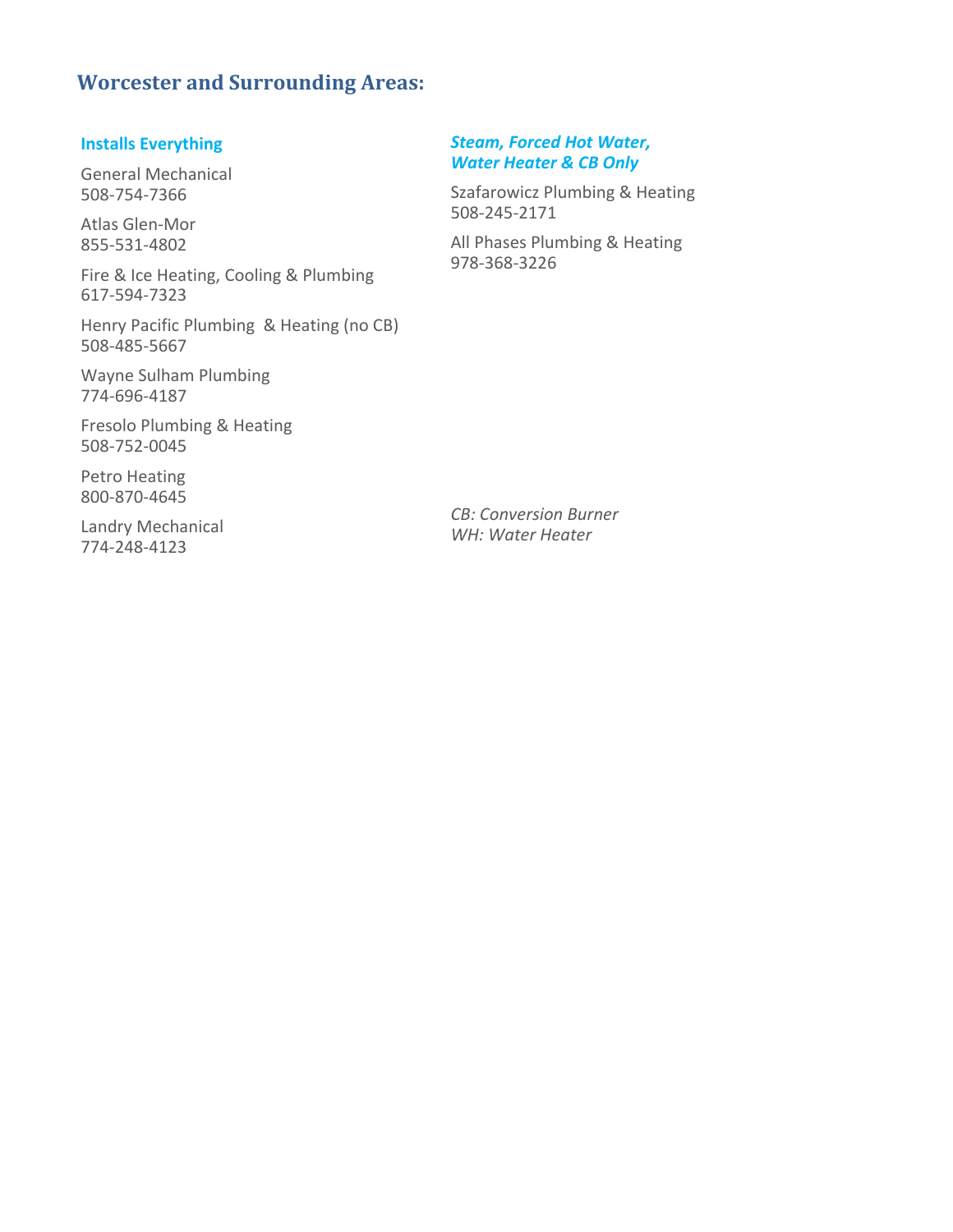## Worcester and Surrounding Areas:

**Installs Everything**

General Mechanical
508-754-7366

Atlas Glen-Mor
855-531-4802

Fire & Ice Heating, Cooling & Plumbing
617-594-7323

Henry Pacific Plumbing & Heating (no CB)
508-485-5667

Wayne Sulham Plumbing
774-696-4187

Fresolo Plumbing & Heating
508-752-0045

Petro Heating
800-870-4645

Landry Mechanical
774-248-4123

***Steam, Forced Hot Water, Water Heater & CB Only***

Szafarowicz Plumbing & Heating
508-245-2171

All Phases Plumbing & Heating
978-368-3226

*CB: Conversion Burner*
*WH: Water Heater*